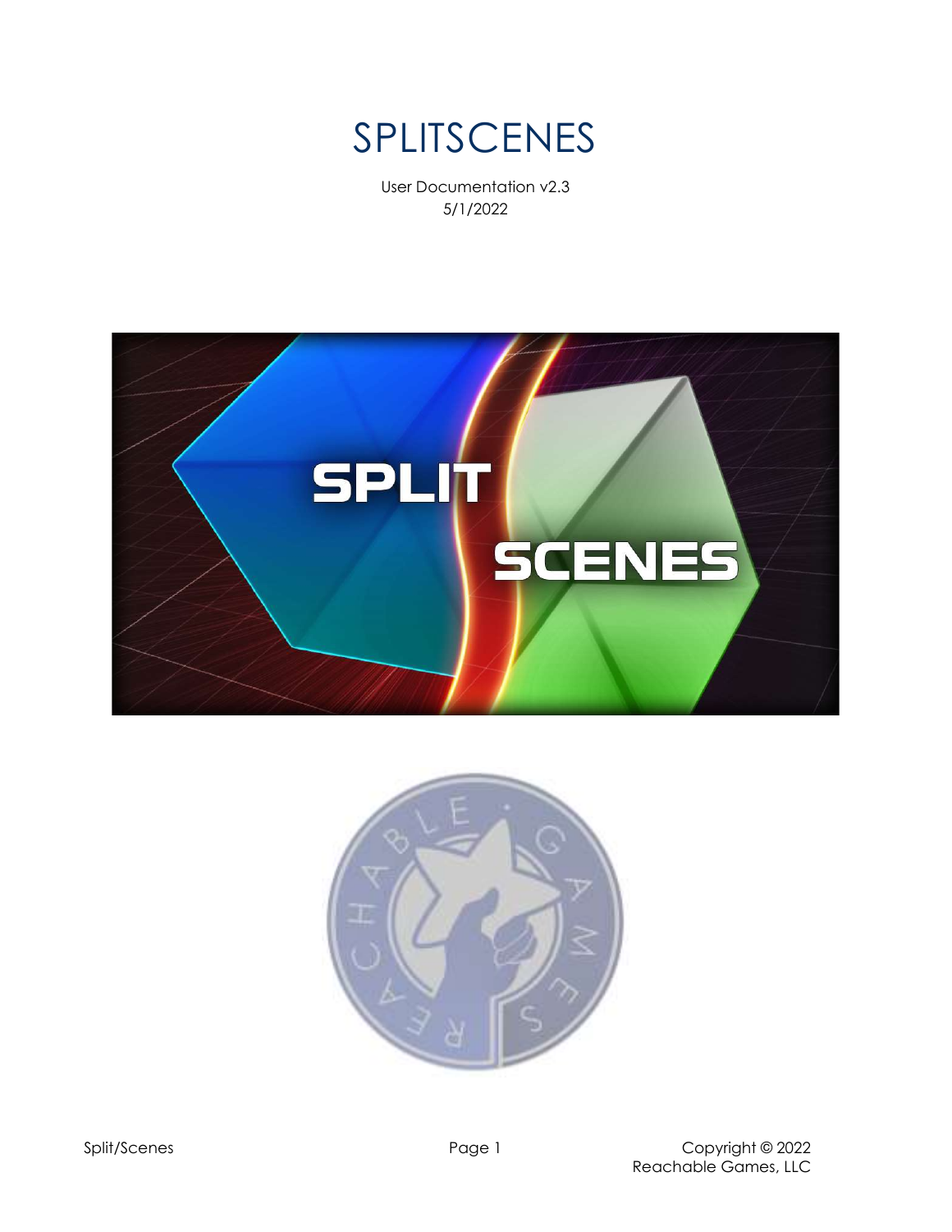# SPLITSCENES

User Documentation v2.3
5/1/2022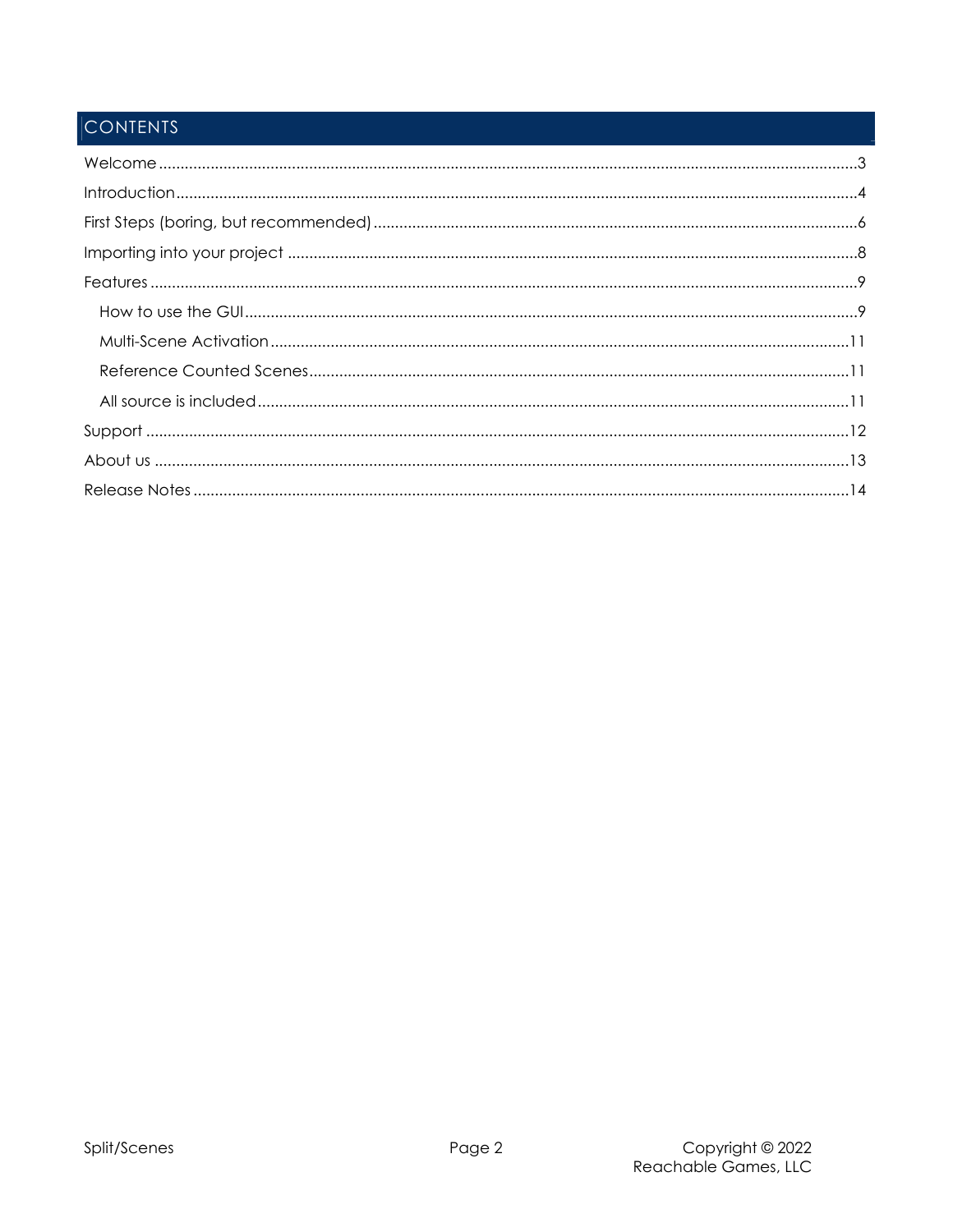# CONTENTS

- Welcome ....................................................................................................................................3
- Introduction ...............................................................................................................................4
- First Steps (boring, but recommended) ....................................................................................6
- Importing into your project .......................................................................................................8
- Features .....................................................................................................................................9
  - How to use the GUI ............................................................................................................9
  - Multi-Scene Activation ......................................................................................................11
  - Reference Counted Scenes ...............................................................................................11
  - All source is included ........................................................................................................11
- Support ....................................................................................................................................12
- About us ..................................................................................................................................13
- Release Notes ..........................................................................................................................14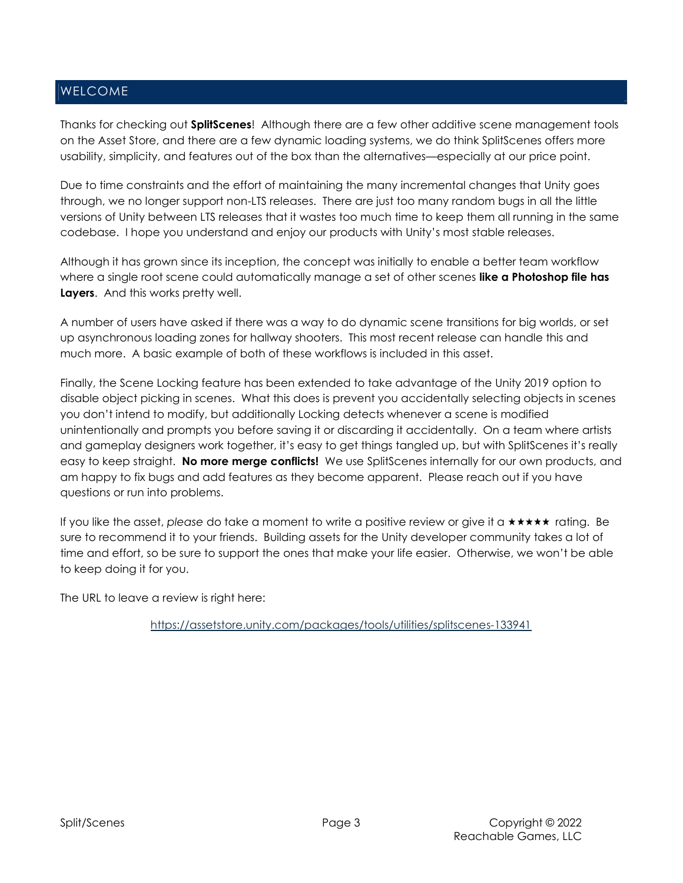# WELCOME

Thanks for checking out **SplitScenes**! Although there are a few other additive scene management tools on the Asset Store, and there are a few dynamic loading systems, we do think SplitScenes offers more usability, simplicity, and features out of the box than the alternatives—especially at our price point.

Due to time constraints and the effort of maintaining the many incremental changes that Unity goes through, we no longer support non-LTS releases. There are just too many random bugs in all the little versions of Unity between LTS releases that it wastes too much time to keep them all running in the same codebase. I hope you understand and enjoy our products with Unity's most stable releases.

Although it has grown since its inception, the concept was initially to enable a better team workflow where a single root scene could automatically manage a set of other scenes **like a Photoshop file has Layers**. And this works pretty well.

A number of users have asked if there was a way to do dynamic scene transitions for big worlds, or set up asynchronous loading zones for hallway shooters. This most recent release can handle this and much more. A basic example of both of these workflows is included in this asset.

Finally, the Scene Locking feature has been extended to take advantage of the Unity 2019 option to disable object picking in scenes. What this does is prevent you accidentally selecting objects in scenes you don't intend to modify, but additionally Locking detects whenever a scene is modified unintentionally and prompts you before saving it or discarding it accidentally. On a team where artists and gameplay designers work together, it's easy to get things tangled up, but with SplitScenes it's really easy to keep straight. **No more merge conflicts!** We use SplitScenes internally for our own products, and am happy to fix bugs and add features as they become apparent. Please reach out if you have questions or run into problems.

If you like the asset, *please* do take a moment to write a positive review or give it a ★★★★★ rating. Be sure to recommend it to your friends. Building assets for the Unity developer community takes a lot of time and effort, so be sure to support the ones that make your life easier. Otherwise, we won't be able to keep doing it for you.

The URL to leave a review is right here:

https://assetstore.unity.com/packages/tools/utilities/splitscenes-133941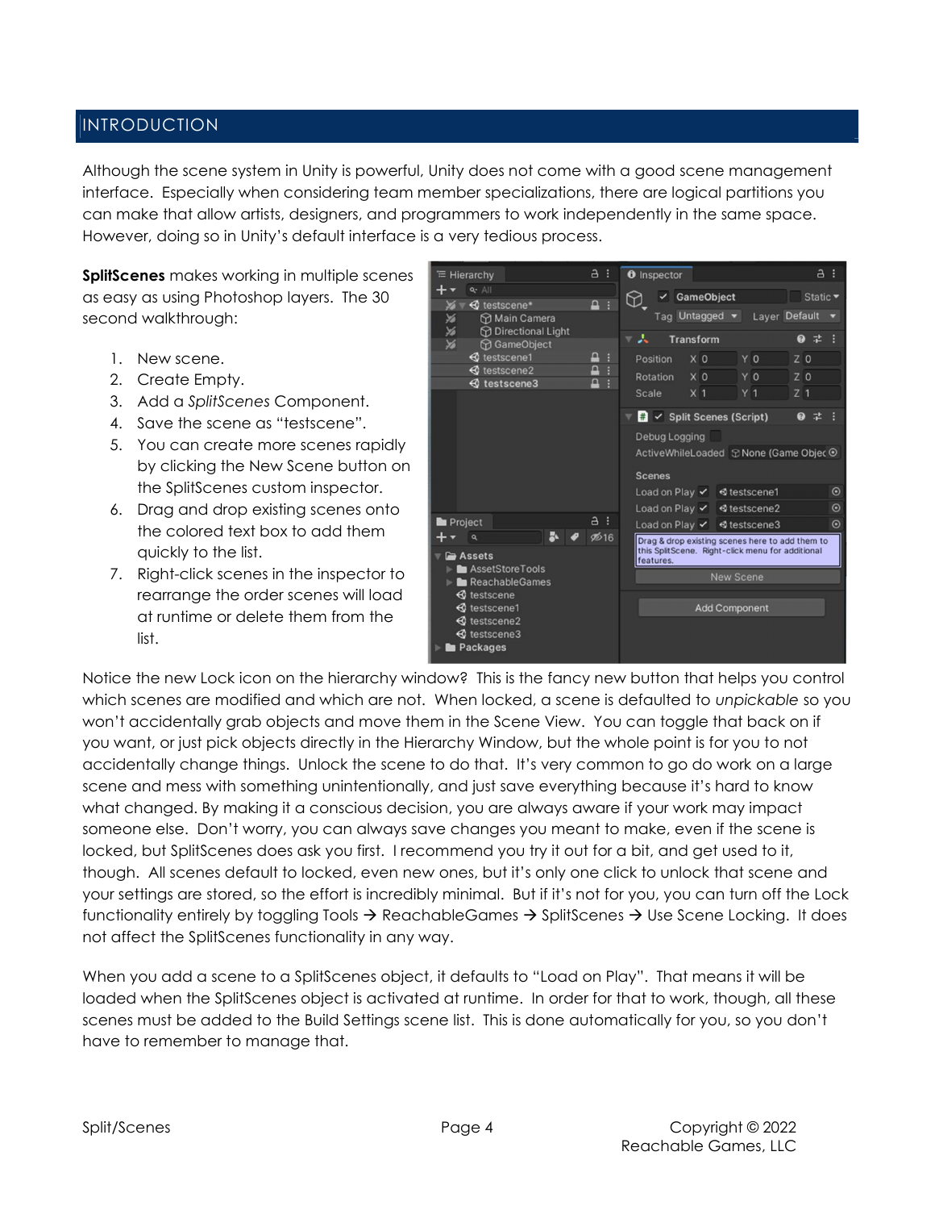# INTRODUCTION

Although the scene system in Unity is powerful, Unity does not come with a good scene management interface. Especially when considering team member specializations, there are logical partitions you can make that allow artists, designers, and programmers to work independently in the same space. However, doing so in Unity's default interface is a very tedious process.

**SplitScenes** makes working in multiple scenes as easy as using Photoshop layers. The 30 second walkthrough:

1. New scene.
2. Create Empty.
3. Add a *SplitScenes* Component.
4. Save the scene as "testscene".
5. You can create more scenes rapidly by clicking the New Scene button on the SplitScenes custom inspector.
6. Drag and drop existing scenes onto the colored text box to add them quickly to the list.
7. Right-click scenes in the inspector to rearrange the order scenes will load at runtime or delete them from the list.

Notice the new Lock icon on the hierarchy window? This is the fancy new button that helps you control which scenes are modified and which are not. When locked, a scene is defaulted to *unpickable* so you won't accidentally grab objects and move them in the Scene View. You can toggle that back on if you want, or just pick objects directly in the Hierarchy Window, but the whole point is for you to not accidentally change things. Unlock the scene to do that. It's very common to go do work on a large scene and mess with something unintentionally, and just save everything because it's hard to know what changed. By making it a conscious decision, you are always aware if your work may impact someone else. Don't worry, you can always save changes you meant to make, even if the scene is locked, but SplitScenes does ask you first. I recommend you try it out for a bit, and get used to it, though. All scenes default to locked, even new ones, but it's only one click to unlock that scene and your settings are stored, so the effort is incredibly minimal. But if it's not for you, you can turn off the Lock functionality entirely by toggling Tools → ReachableGames → SplitScenes → Use Scene Locking. It does not affect the SplitScenes functionality in any way.

When you add a scene to a SplitScenes object, it defaults to "Load on Play". That means it will be loaded when the SplitScenes object is activated at runtime. In order for that to work, though, all these scenes must be added to the Build Settings scene list. This is done automatically for you, so you don't have to remember to manage that.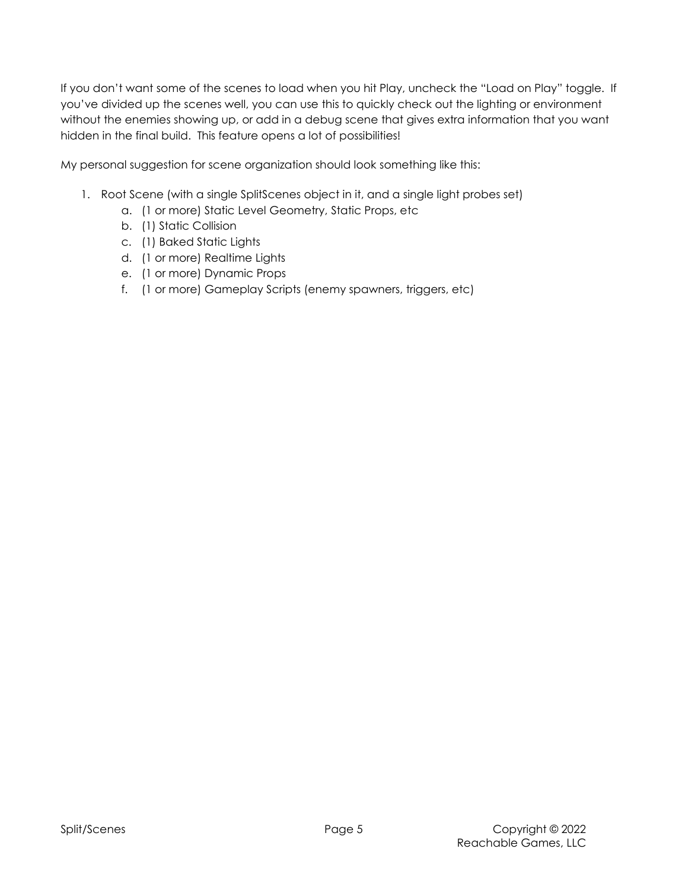If you don't want some of the scenes to load when you hit Play, uncheck the "Load on Play" toggle. If you've divided up the scenes well, you can use this to quickly check out the lighting or environment without the enemies showing up, or add in a debug scene that gives extra information that you want hidden in the final build. This feature opens a lot of possibilities!

My personal suggestion for scene organization should look something like this:

1. Root Scene (with a single SplitScenes object in it, and a single light probes set)
   a. (1 or more) Static Level Geometry, Static Props, etc
   b. (1) Static Collision
   c. (1) Baked Static Lights
   d. (1 or more) Realtime Lights
   e. (1 or more) Dynamic Props
   f. (1 or more) Gameplay Scripts (enemy spawners, triggers, etc)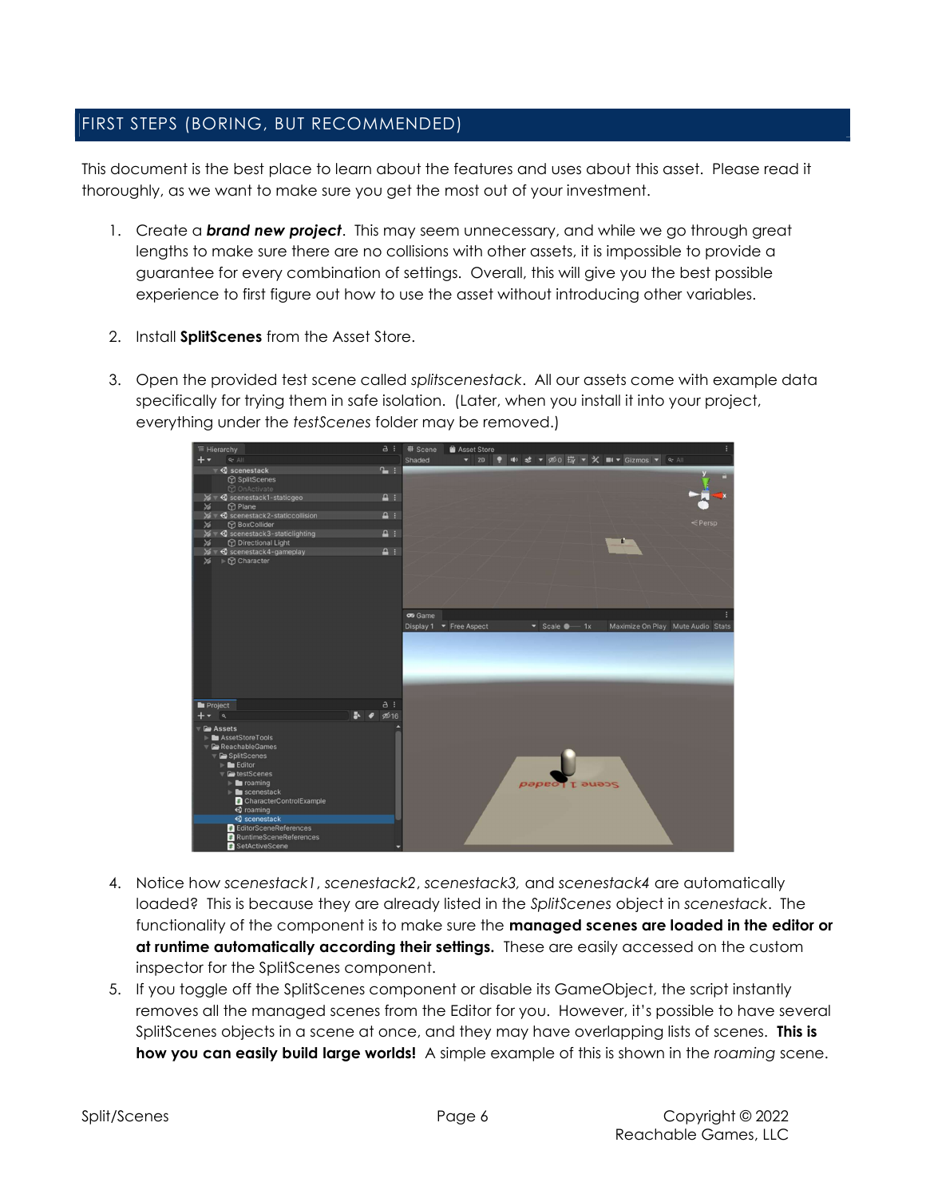## FIRST STEPS (BORING, BUT RECOMMENDED)

This document is the best place to learn about the features and uses about this asset. Please read it thoroughly, as we want to make sure you get the most out of your investment.

1. Create a ***brand new project***. This may seem unnecessary, and while we go through great lengths to make sure there are no collisions with other assets, it is impossible to provide a guarantee for every combination of settings. Overall, this will give you the best possible experience to first figure out how to use the asset without introducing other variables.

2. Install **SplitScenes** from the Asset Store.

3. Open the provided test scene called *splitscenestack*. All our assets come with example data specifically for trying them in safe isolation. (Later, when you install it into your project, everything under the *testScenes* folder may be removed.)

4. Notice how *scenestack1*, *scenestack2*, *scenestack3,* and *scenestack4* are automatically loaded? This is because they are already listed in the *SplitScenes* object in *scenestack*. The functionality of the component is to make sure the **managed scenes are loaded in the editor or at runtime automatically according their settings.** These are easily accessed on the custom inspector for the SplitScenes component.
5. If you toggle off the SplitScenes component or disable its GameObject, the script instantly removes all the managed scenes from the Editor for you. However, it's possible to have several SplitScenes objects in a scene at once, and they may have overlapping lists of scenes. **This is how you can easily build large worlds!** A simple example of this is shown in the *roaming* scene.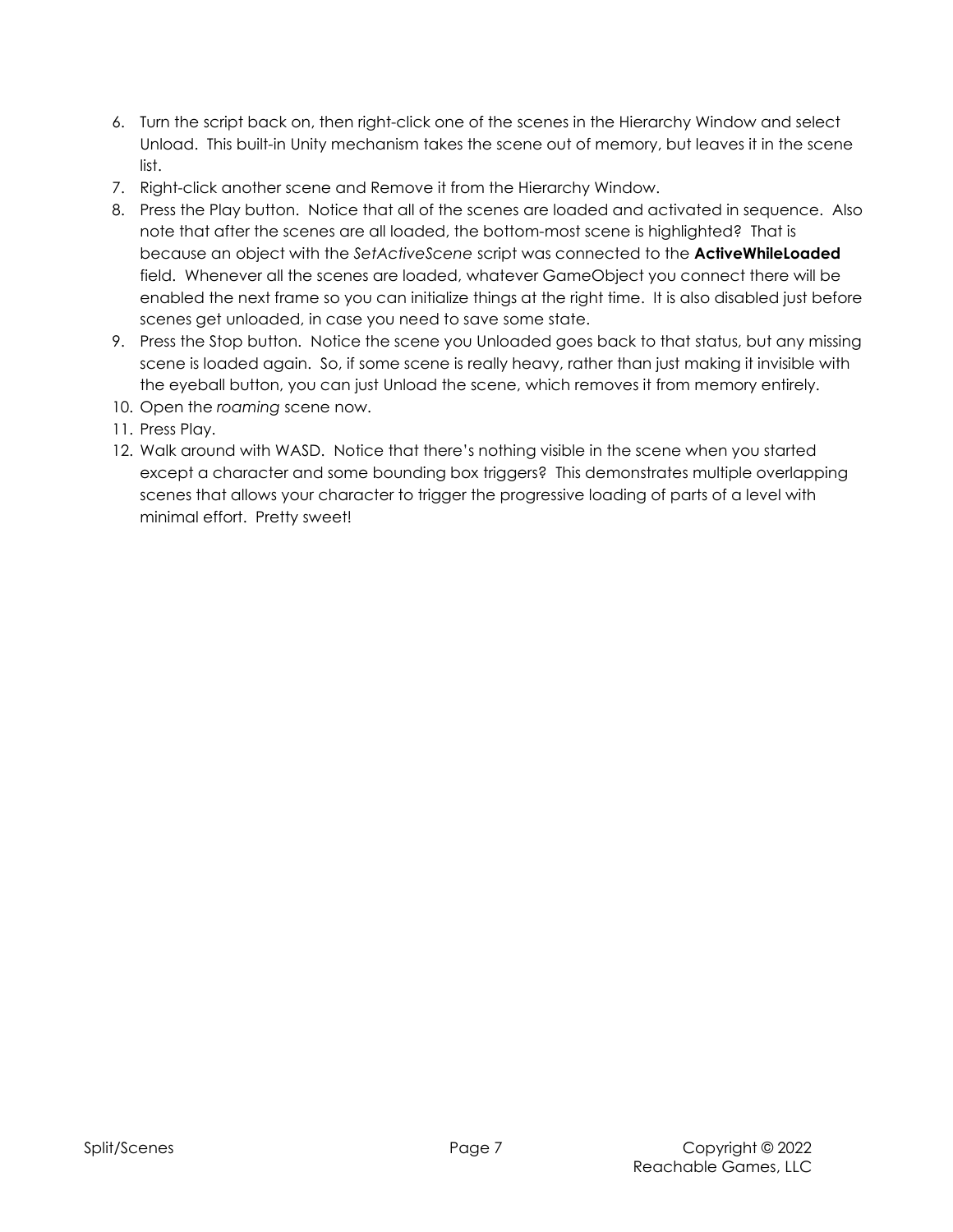6. Turn the script back on, then right-click one of the scenes in the Hierarchy Window and select Unload. This built-in Unity mechanism takes the scene out of memory, but leaves it in the scene list.
7. Right-click another scene and Remove it from the Hierarchy Window.
8. Press the Play button. Notice that all of the scenes are loaded and activated in sequence. Also note that after the scenes are all loaded, the bottom-most scene is highlighted? That is because an object with the *SetActiveScene* script was connected to the **ActiveWhileLoaded** field. Whenever all the scenes are loaded, whatever GameObject you connect there will be enabled the next frame so you can initialize things at the right time. It is also disabled just before scenes get unloaded, in case you need to save some state.
9. Press the Stop button. Notice the scene you Unloaded goes back to that status, but any missing scene is loaded again. So, if some scene is really heavy, rather than just making it invisible with the eyeball button, you can just Unload the scene, which removes it from memory entirely.
10. Open the *roaming* scene now.
11. Press Play.
12. Walk around with WASD. Notice that there's nothing visible in the scene when you started except a character and some bounding box triggers? This demonstrates multiple overlapping scenes that allows your character to trigger the progressive loading of parts of a level with minimal effort. Pretty sweet!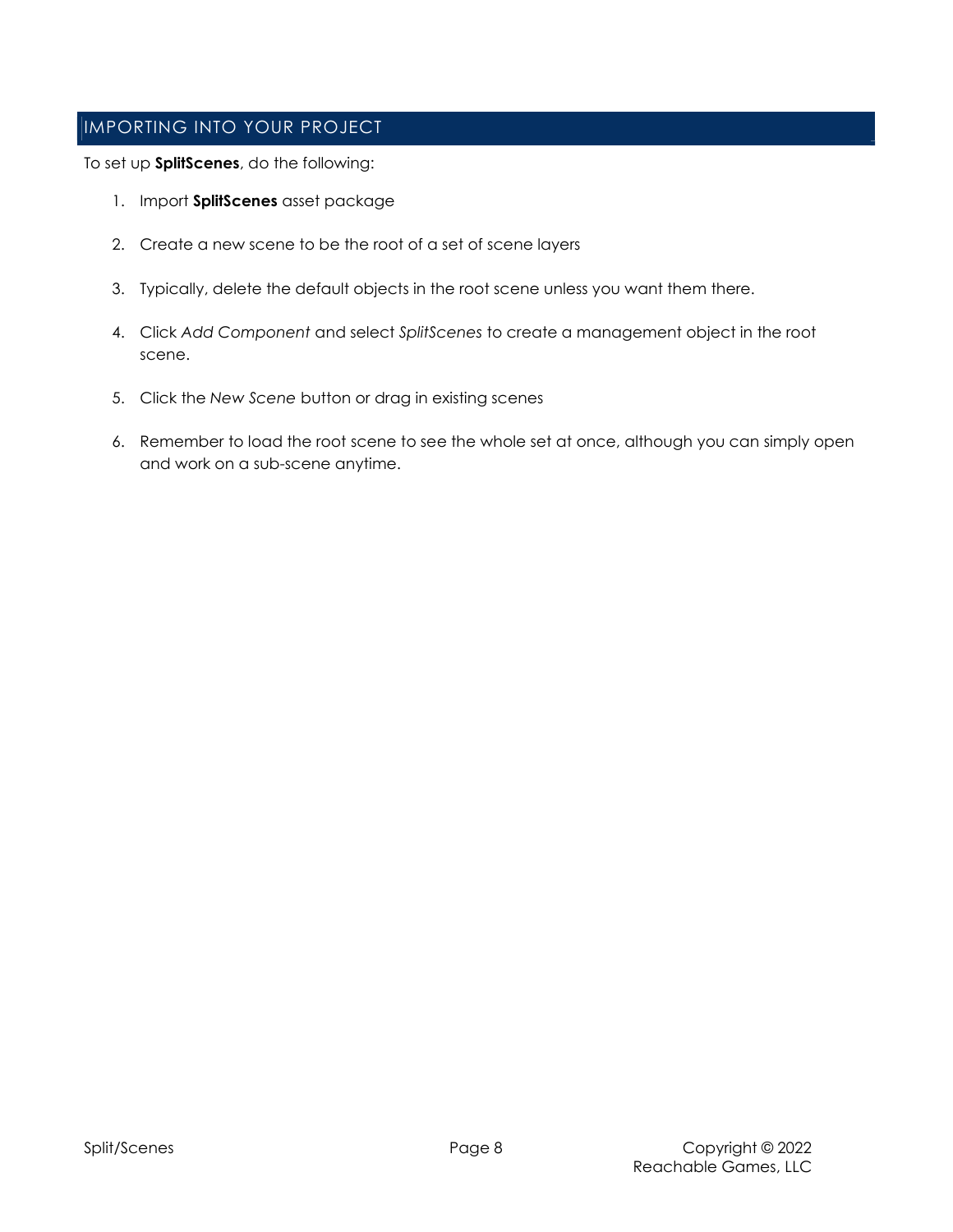## IMPORTING INTO YOUR PROJECT

To set up **SplitScenes**, do the following:

1. Import **SplitScenes** asset package
2. Create a new scene to be the root of a set of scene layers
3. Typically, delete the default objects in the root scene unless you want them there.
4. Click *Add Component* and select *SplitScenes* to create a management object in the root scene.
5. Click the *New Scene* button or drag in existing scenes
6. Remember to load the root scene to see the whole set at once, although you can simply open and work on a sub-scene anytime.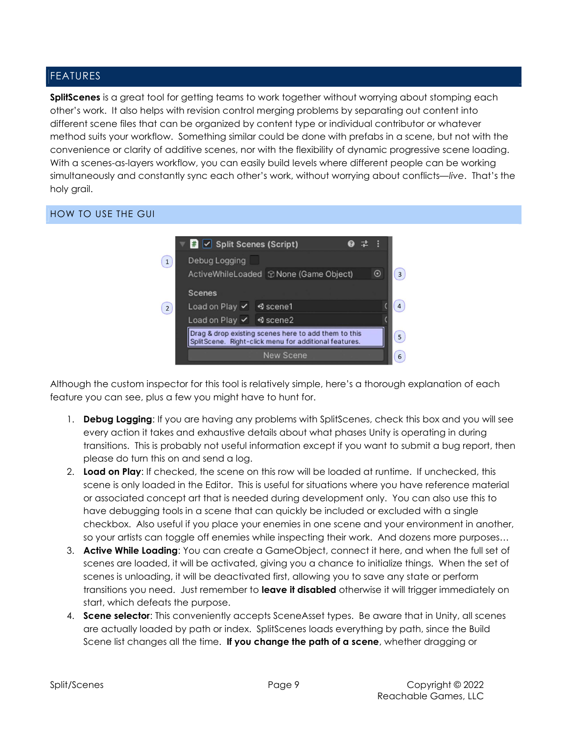## FEATURES

**SplitScenes** is a great tool for getting teams to work together without worrying about stomping each other's work. It also helps with revision control merging problems by separating out content into different scene files that can be organized by content type or individual contributor or whatever method suits your workflow. Something similar could be done with prefabs in a scene, but not with the convenience or clarity of additive scenes, nor with the flexibility of dynamic progressive scene loading. With a scenes-as-layers workflow, you can easily build levels where different people can be working simultaneously and constantly sync each other's work, without worrying about conflicts—*live*. That's the holy grail.

### HOW TO USE THE GUI

Although the custom inspector for this tool is relatively simple, here's a thorough explanation of each feature you can see, plus a few you might have to hunt for.

1. **Debug Logging**: If you are having any problems with SplitScenes, check this box and you will see every action it takes and exhaustive details about what phases Unity is operating in during transitions. This is probably not useful information except if you want to submit a bug report, then please do turn this on and send a log.
2. **Load on Play**: If checked, the scene on this row will be loaded at runtime. If unchecked, this scene is only loaded in the Editor. This is useful for situations where you have reference material or associated concept art that is needed during development only. You can also use this to have debugging tools in a scene that can quickly be included or excluded with a single checkbox. Also useful if you place your enemies in one scene and your environment in another, so your artists can toggle off enemies while inspecting their work. And dozens more purposes…
3. **Active While Loading**: You can create a GameObject, connect it here, and when the full set of scenes are loaded, it will be activated, giving you a chance to initialize things. When the set of scenes is unloading, it will be deactivated first, allowing you to save any state or perform transitions you need. Just remember to **leave it disabled** otherwise it will trigger immediately on start, which defeats the purpose.
4. **Scene selector**: This conveniently accepts SceneAsset types. Be aware that in Unity, all scenes are actually loaded by path or index. SplitScenes loads everything by path, since the Build Scene list changes all the time. **If you change the path of a scene**, whether dragging or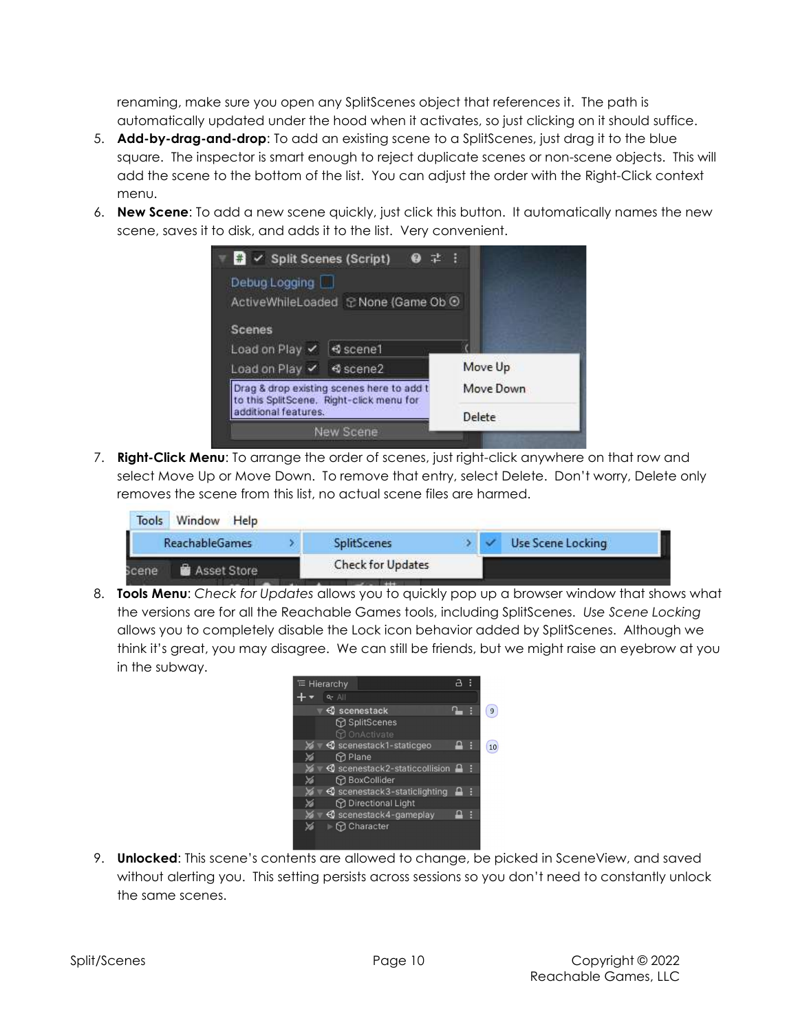renaming, make sure you open any SplitScenes object that references it. The path is automatically updated under the hood when it activates, so just clicking on it should suffice.

5. **Add-by-drag-and-drop**: To add an existing scene to a SplitScenes, just drag it to the blue square. The inspector is smart enough to reject duplicate scenes or non-scene objects. This will add the scene to the bottom of the list. You can adjust the order with the Right-Click context menu.
6. **New Scene**: To add a new scene quickly, just click this button. It automatically names the new scene, saves it to disk, and adds it to the list. Very convenient.
7. **Right-Click Menu**: To arrange the order of scenes, just right-click anywhere on that row and select Move Up or Move Down. To remove that entry, select Delete. Don't worry, Delete only removes the scene from this list, no actual scene files are harmed.
8. **Tools Menu**: *Check for Updates* allows you to quickly pop up a browser window that shows what the versions are for all the Reachable Games tools, including SplitScenes. *Use Scene Locking* allows you to completely disable the Lock icon behavior added by SplitScenes. Although we think it's great, you may disagree. We can still be friends, but we might raise an eyebrow at you in the subway.
9. **Unlocked**: This scene's contents are allowed to change, be picked in SceneView, and saved without alerting you. This setting persists across sessions so you don't need to constantly unlock the same scenes.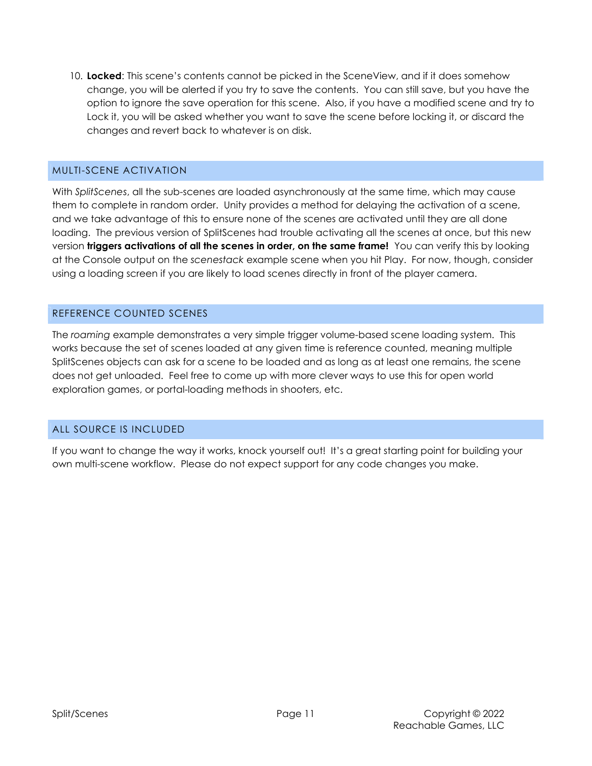10. **Locked**: This scene's contents cannot be picked in the SceneView, and if it does somehow change, you will be alerted if you try to save the contents. You can still save, but you have the option to ignore the save operation for this scene. Also, if you have a modified scene and try to Lock it, you will be asked whether you want to save the scene before locking it, or discard the changes and revert back to whatever is on disk.

## MULTI-SCENE ACTIVATION

With *SplitScenes*, all the sub-scenes are loaded asynchronously at the same time, which may cause them to complete in random order. Unity provides a method for delaying the activation of a scene, and we take advantage of this to ensure none of the scenes are activated until they are all done loading. The previous version of SplitScenes had trouble activating all the scenes at once, but this new version **triggers activations of all the scenes in order, on the same frame!** You can verify this by looking at the Console output on the *scenestack* example scene when you hit Play. For now, though, consider using a loading screen if you are likely to load scenes directly in front of the player camera.

## REFERENCE COUNTED SCENES

The *roaming* example demonstrates a very simple trigger volume-based scene loading system. This works because the set of scenes loaded at any given time is reference counted, meaning multiple SplitScenes objects can ask for a scene to be loaded and as long as at least one remains, the scene does not get unloaded. Feel free to come up with more clever ways to use this for open world exploration games, or portal-loading methods in shooters, etc.

## ALL SOURCE IS INCLUDED

If you want to change the way it works, knock yourself out! It's a great starting point for building your own multi-scene workflow. Please do not expect support for any code changes you make.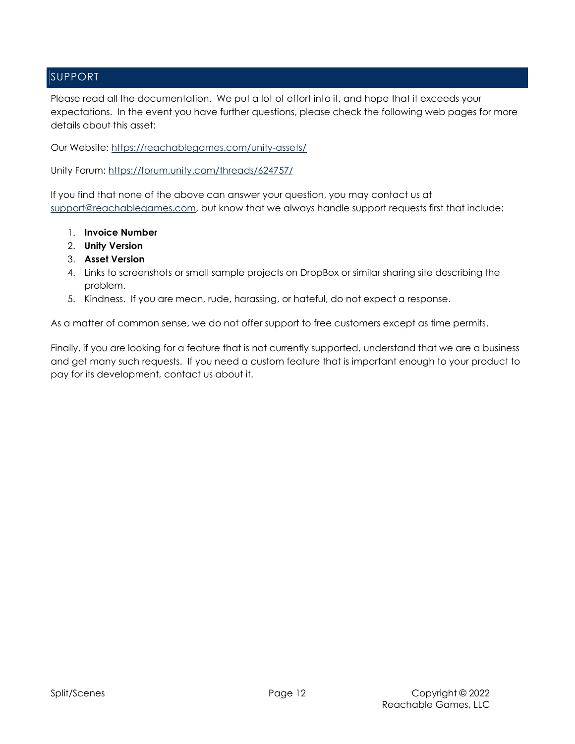## SUPPORT

Please read all the documentation. We put a lot of effort into it, and hope that it exceeds your expectations. In the event you have further questions, please check the following web pages for more details about this asset:

Our Website: https://reachablegames.com/unity-assets/

Unity Forum: https://forum.unity.com/threads/624757/

If you find that none of the above can answer your question, you may contact us at support@reachablegames.com, but know that we always handle support requests first that include:

1. **Invoice Number**
2. **Unity Version**
3. **Asset Version**
4. Links to screenshots or small sample projects on DropBox or similar sharing site describing the problem.
5. Kindness. If you are mean, rude, harassing, or hateful, do not expect a response.

As a matter of common sense, we do not offer support to free customers except as time permits.

Finally, if you are looking for a feature that is not currently supported, understand that we are a business and get many such requests. If you need a custom feature that is important enough to your product to pay for its development, contact us about it.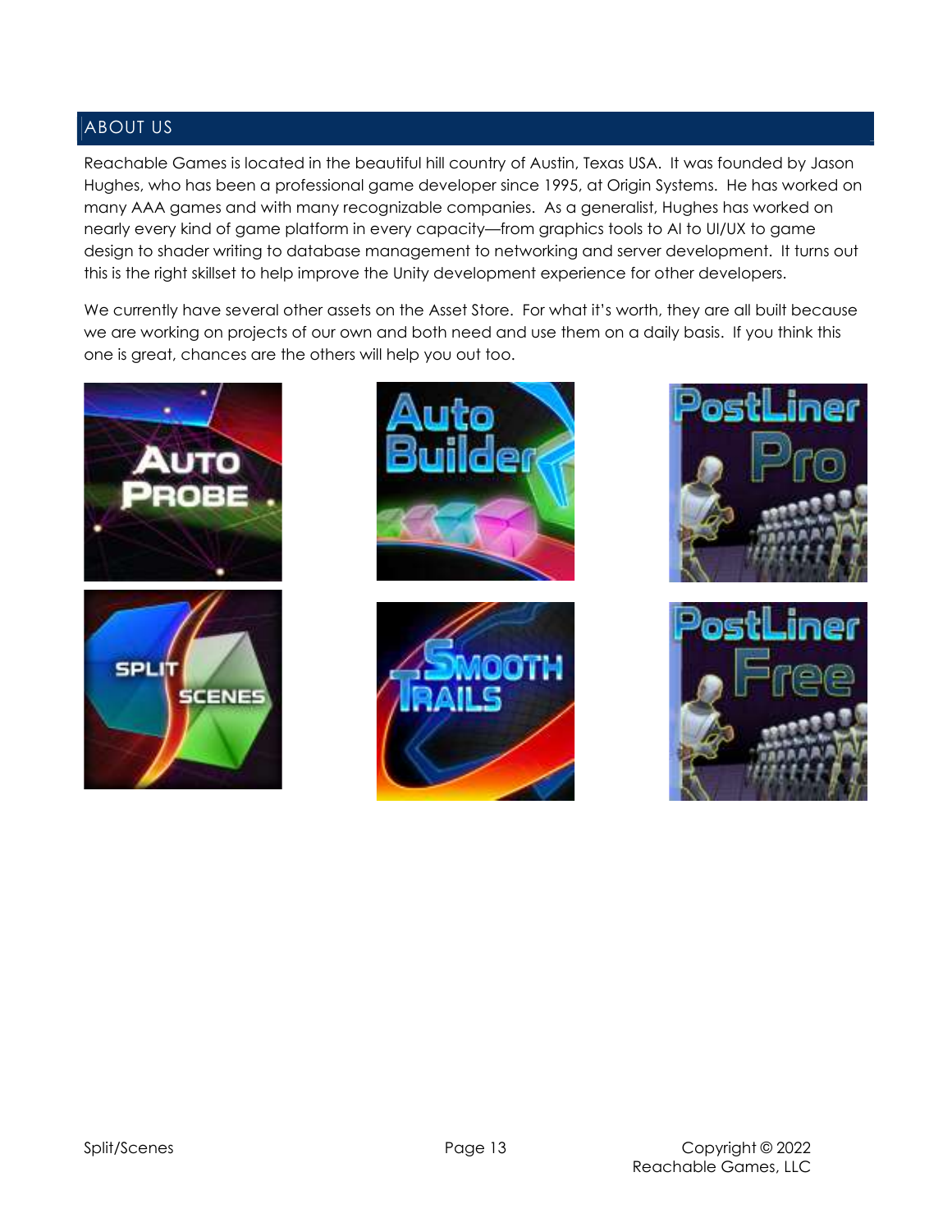## ABOUT US

Reachable Games is located in the beautiful hill country of Austin, Texas USA. It was founded by Jason Hughes, who has been a professional game developer since 1995, at Origin Systems. He has worked on many AAA games and with many recognizable companies. As a generalist, Hughes has worked on nearly every kind of game platform in every capacity—from graphics tools to AI to UI/UX to game design to shader writing to database management to networking and server development. It turns out this is the right skillset to help improve the Unity development experience for other developers.

We currently have several other assets on the Asset Store. For what it's worth, they are all built because we are working on projects of our own and both need and use them on a daily basis. If you think this one is great, chances are the others will help you out too.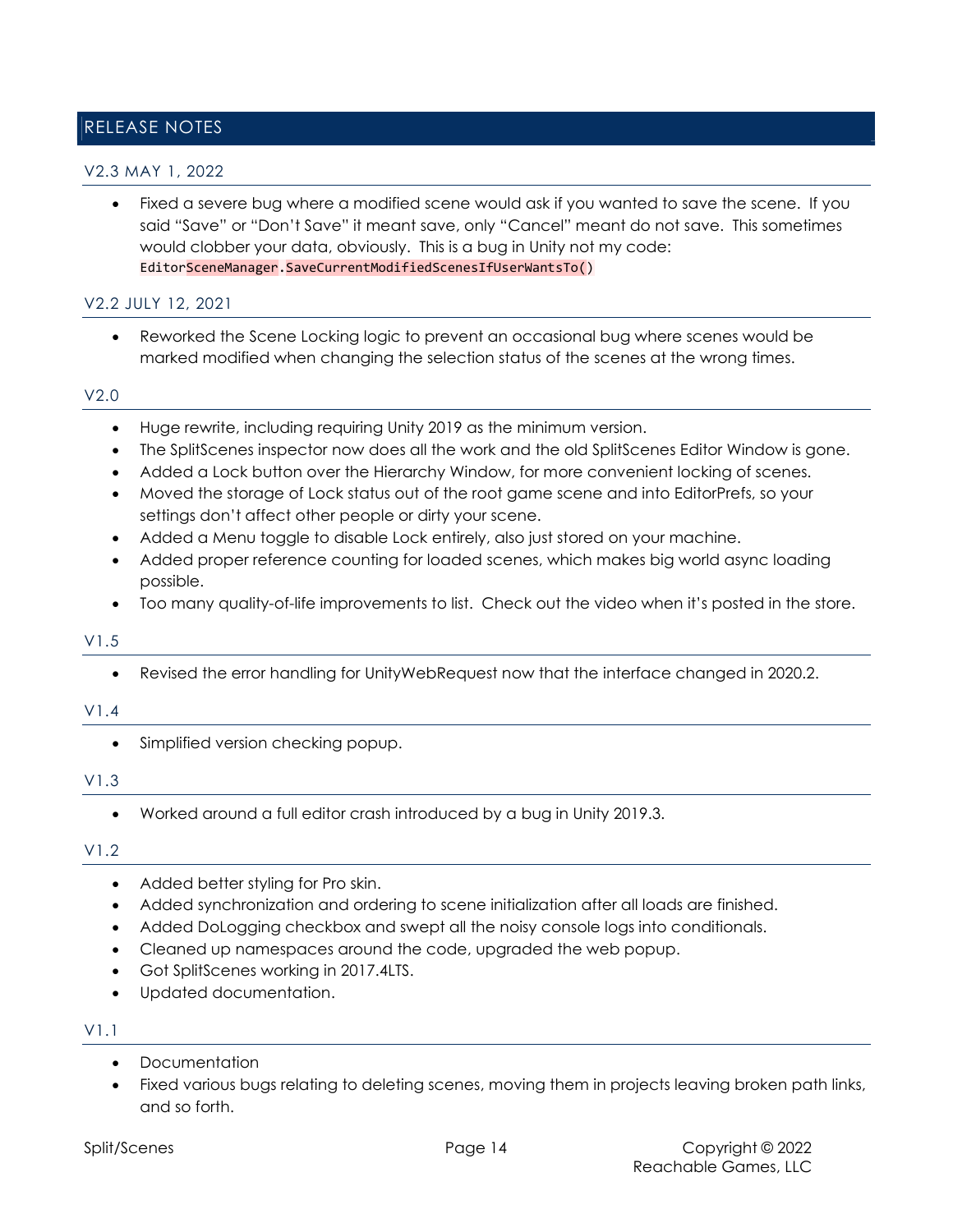# RELEASE NOTES

## V2.3 MAY 1, 2022

- Fixed a severe bug where a modified scene would ask if you wanted to save the scene. If you said "Save" or "Don't Save" it meant save, only "Cancel" meant do not save. This sometimes would clobber your data, obviously. This is a bug in Unity not my code: `EditorSceneManager.SaveCurrentModifiedScenesIfUserWantsTo()`

## V2.2 JULY 12, 2021

- Reworked the Scene Locking logic to prevent an occasional bug where scenes would be marked modified when changing the selection status of the scenes at the wrong times.

## V2.0

- Huge rewrite, including requiring Unity 2019 as the minimum version.
- The SplitScenes inspector now does all the work and the old SplitScenes Editor Window is gone.
- Added a Lock button over the Hierarchy Window, for more convenient locking of scenes.
- Moved the storage of Lock status out of the root game scene and into EditorPrefs, so your settings don't affect other people or dirty your scene.
- Added a Menu toggle to disable Lock entirely, also just stored on your machine.
- Added proper reference counting for loaded scenes, which makes big world async loading possible.
- Too many quality-of-life improvements to list. Check out the video when it's posted in the store.

## V1.5

- Revised the error handling for UnityWebRequest now that the interface changed in 2020.2.

## V1.4

- Simplified version checking popup.

## V1.3

- Worked around a full editor crash introduced by a bug in Unity 2019.3.

## V1.2

- Added better styling for Pro skin.
- Added synchronization and ordering to scene initialization after all loads are finished.
- Added DoLogging checkbox and swept all the noisy console logs into conditionals.
- Cleaned up namespaces around the code, upgraded the web popup.
- Got SplitScenes working in 2017.4LTS.
- Updated documentation.

## V1.1

- Documentation
- Fixed various bugs relating to deleting scenes, moving them in projects leaving broken path links, and so forth.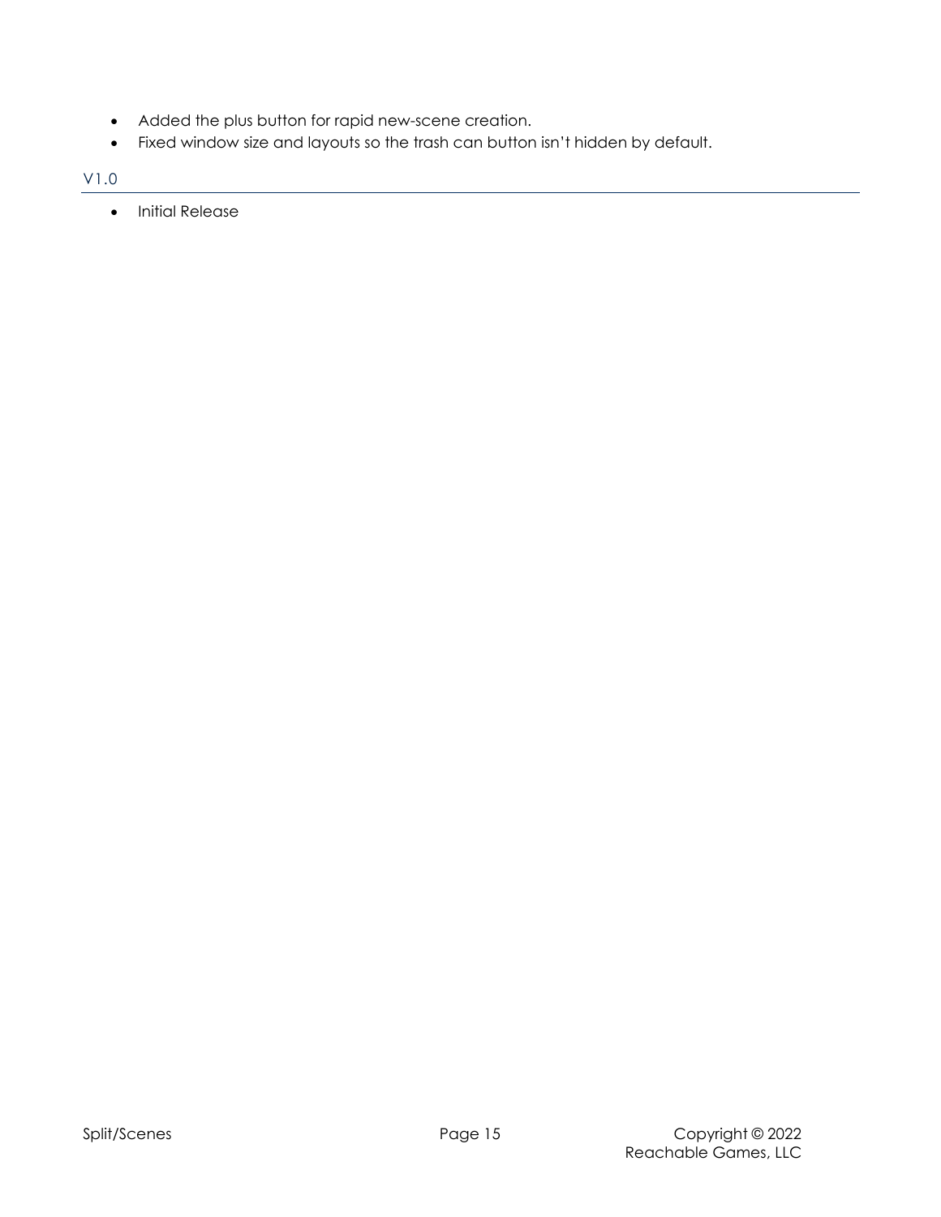- Added the plus button for rapid new-scene creation.
- Fixed window size and layouts so the trash can button isn't hidden by default.

### V1.0

- Initial Release